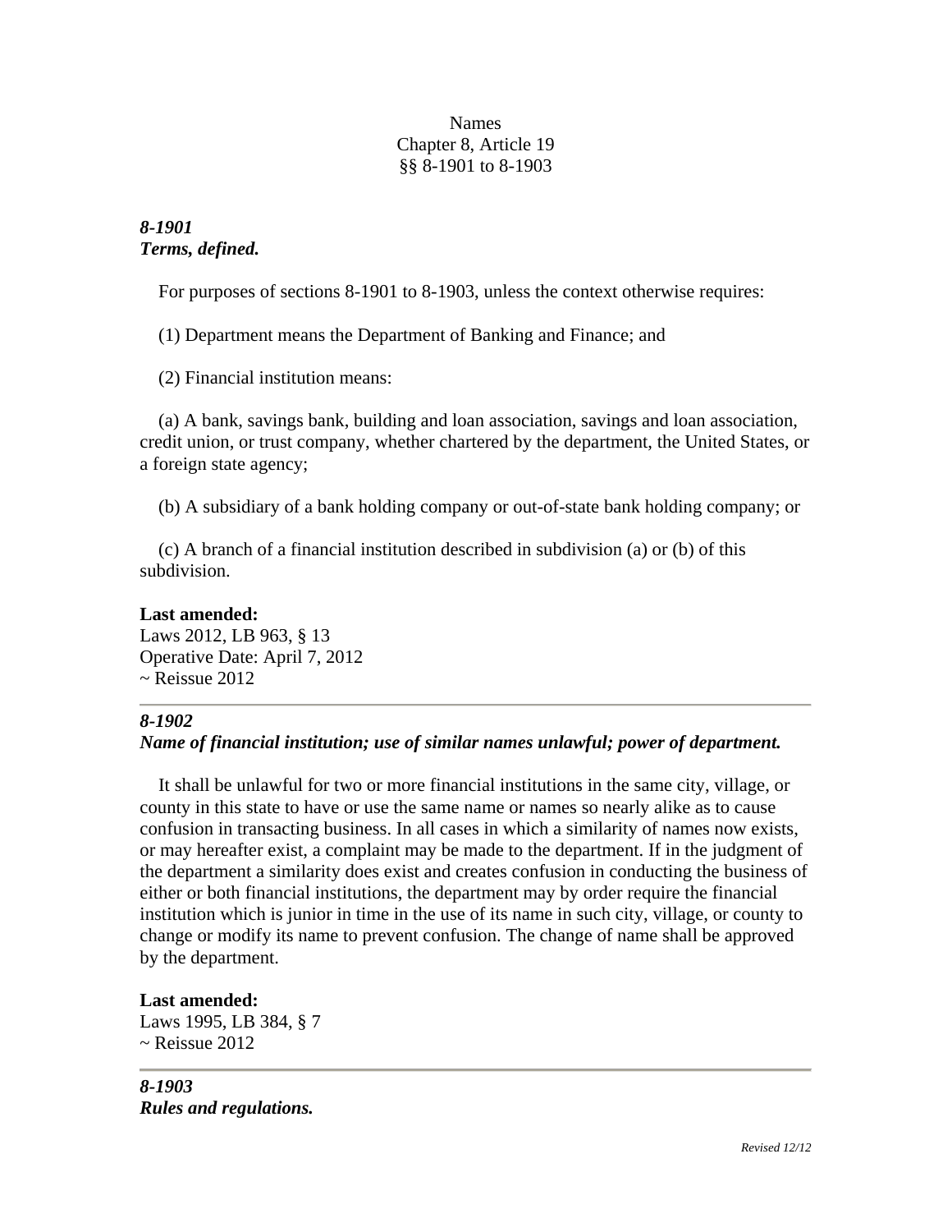# Names
## Chapter 8, Article 19
## §§ 8-1901 to 8-1903

***8-1901***
***Terms, defined.***

For purposes of sections 8-1901 to 8-1903, unless the context otherwise requires:

(1) Department means the Department of Banking and Finance; and

(2) Financial institution means:

(a) A bank, savings bank, building and loan association, savings and loan association, credit union, or trust company, whether chartered by the department, the United States, or a foreign state agency;

(b) A subsidiary of a bank holding company or out-of-state bank holding company; or

(c) A branch of a financial institution described in subdivision (a) or (b) of this subdivision.

**Last amended:**
Laws 2012, LB 963, § 13
Operative Date: April 7, 2012
~ Reissue 2012

---

***8-1902***
***Name of financial institution; use of similar names unlawful; power of department.***

It shall be unlawful for two or more financial institutions in the same city, village, or county in this state to have or use the same name or names so nearly alike as to cause confusion in transacting business. In all cases in which a similarity of names now exists, or may hereafter exist, a complaint may be made to the department. If in the judgment of the department a similarity does exist and creates confusion in conducting the business of either or both financial institutions, the department may by order require the financial institution which is junior in time in the use of its name in such city, village, or county to change or modify its name to prevent confusion. The change of name shall be approved by the department.

**Last amended:**
Laws 1995, LB 384, § 7
~ Reissue 2012

---

***8-1903***
***Rules and regulations.***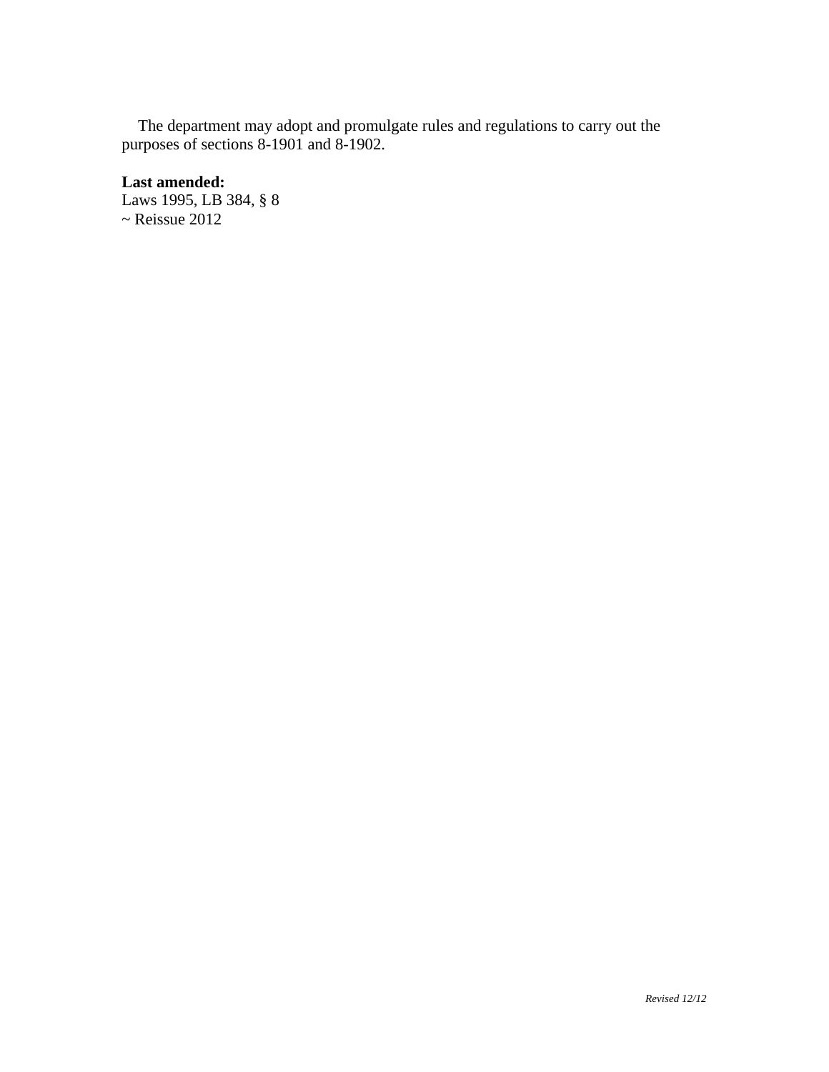The department may adopt and promulgate rules and regulations to carry out the purposes of sections 8-1901 and 8-1902.

**Last amended:**
Laws 1995, LB 384, § 8
~ Reissue 2012